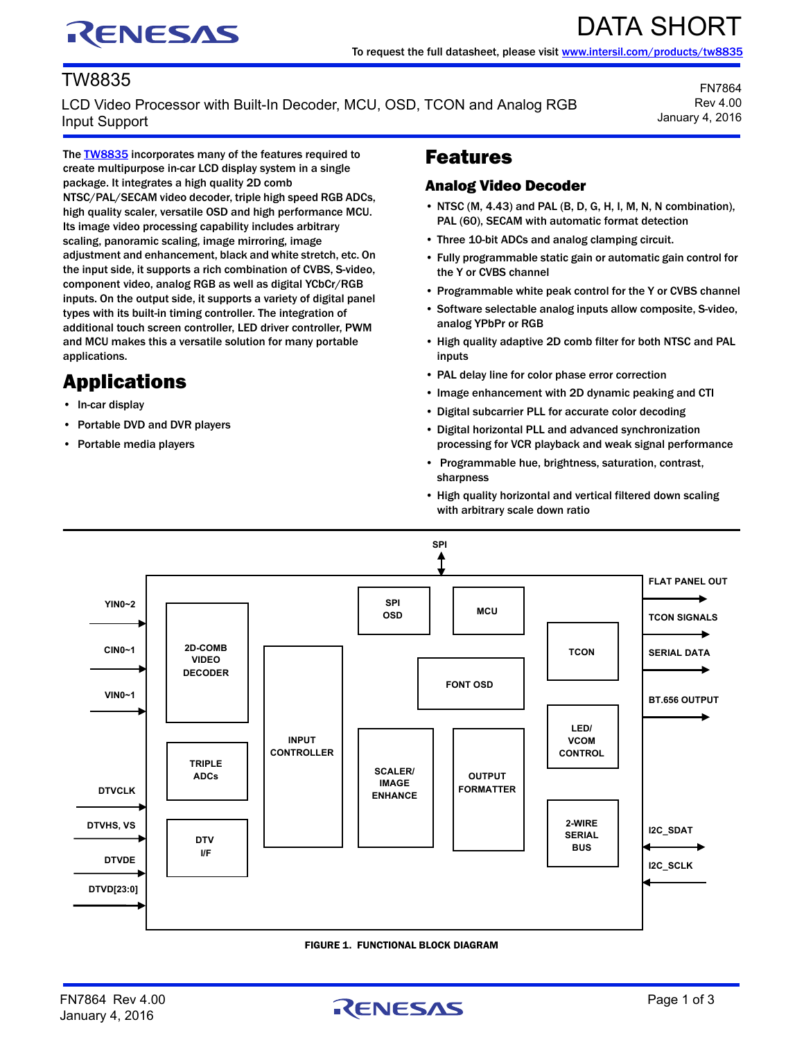DATA SHORT

To request the full datasheet, please visit www.intersil.com/products/tw8835

# TW8835

LCD Video Processor with Built-In Decoder, MCU, OSD, TCON and Analog RGB Input Support

FN7864
Rev 4.00
January 4, 2016

The TW8835 incorporates many of the features required to create multipurpose in-car LCD display system in a single package. It integrates a high quality 2D comb NTSC/PAL/SECAM video decoder, triple high speed RGB ADCs, high quality scaler, versatile OSD and high performance MCU. Its image video processing capability includes arbitrary scaling, panoramic scaling, image mirroring, image adjustment and enhancement, black and white stretch, etc. On the input side, it supports a rich combination of CVBS, S-video, component video, analog RGB as well as digital YCbCr/RGB inputs. On the output side, it supports a variety of digital panel types with its built-in timing controller. The integration of additional touch screen controller, LED driver controller, PWM and MCU makes this a versatile solution for many portable applications.

## Applications

- In-car display
- Portable DVD and DVR players
- Portable media players

## Features

### Analog Video Decoder

- NTSC (M, 4.43) and PAL (B, D, G, H, I, M, N, N combination), PAL (60), SECAM with automatic format detection
- Three 10-bit ADCs and analog clamping circuit.
- Fully programmable static gain or automatic gain control for the Y or CVBS channel
- Programmable white peak control for the Y or CVBS channel
- Software selectable analog inputs allow composite, S-video, analog YPbPr or RGB
- High quality adaptive 2D comb filter for both NTSC and PAL inputs
- PAL delay line for color phase error correction
- Image enhancement with 2D dynamic peaking and CTI
- Digital subcarrier PLL for accurate color decoding
- Digital horizontal PLL and advanced synchronization processing for VCR playback and weak signal performance
- Programmable hue, brightness, saturation, contrast, sharpness
- High quality horizontal and vertical filtered down scaling with arbitrary scale down ratio

SPI, YIN0~2, CIN0~1, VIN0~1, DTVCLK, DTVHS, VS, DTVDE, DTVD[23:0], 2D-COMB VIDEO DECODER, TRIPLE ADCs, DTV I/F, INPUT CONTROLLER, SPI OSD, MCU, FONT OSD, SCALER/ IMAGE ENHANCE, OUTPUT FORMATTER, TCON, LED/ VCOM CONTROL, 2-WIRE SERIAL BUS, FLAT PANEL OUT, TCON SIGNALS, SERIAL DATA, BT.656 OUTPUT, I2C_SDAT, I2C_SCLK

FIGURE 1. FUNCTIONAL BLOCK DIAGRAM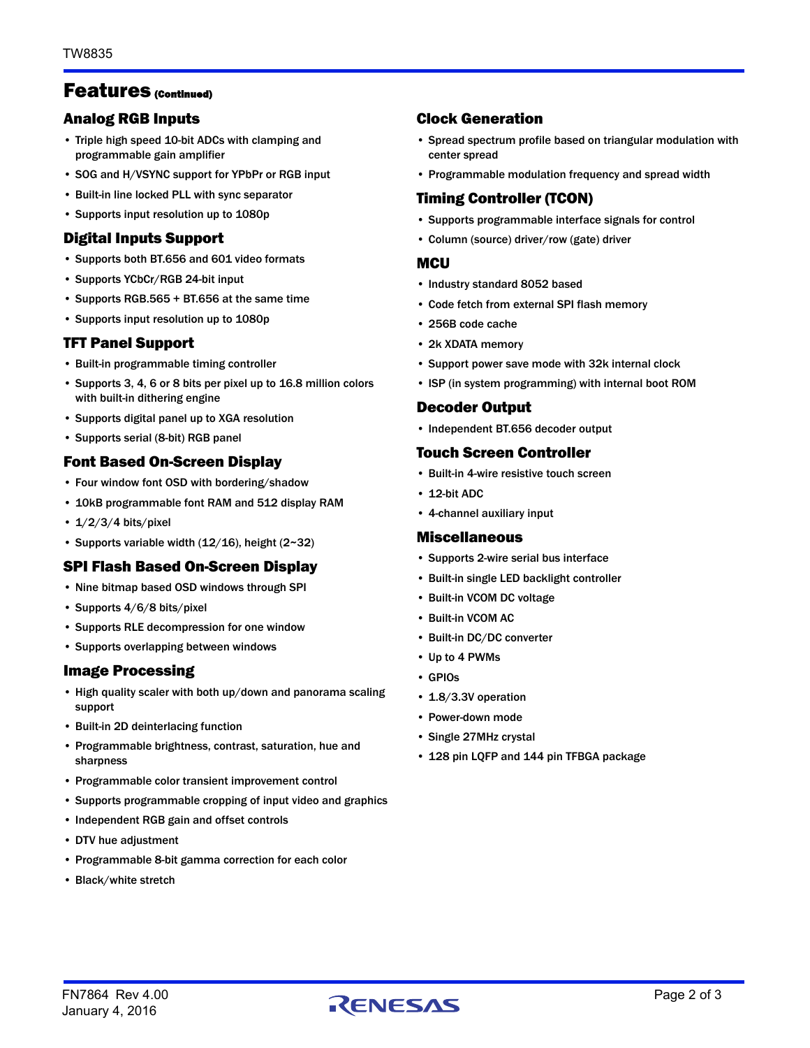# Features (Continued)

## Analog RGB Inputs

- Triple high speed 10-bit ADCs with clamping and programmable gain amplifier
- SOG and H/VSYNC support for YPbPr or RGB input
- Built-in line locked PLL with sync separator
- Supports input resolution up to 1080p

## Digital Inputs Support

- Supports both BT.656 and 601 video formats
- Supports YCbCr/RGB 24-bit input
- Supports RGB.565 + BT.656 at the same time
- Supports input resolution up to 1080p

## TFT Panel Support

- Built-in programmable timing controller
- Supports 3, 4, 6 or 8 bits per pixel up to 16.8 million colors with built-in dithering engine
- Supports digital panel up to XGA resolution
- Supports serial (8-bit) RGB panel

## Font Based On-Screen Display

- Four window font OSD with bordering/shadow
- 10kB programmable font RAM and 512 display RAM
- 1/2/3/4 bits/pixel
- Supports variable width (12/16), height (2~32)

## SPI Flash Based On-Screen Display

- Nine bitmap based OSD windows through SPI
- Supports 4/6/8 bits/pixel
- Supports RLE decompression for one window
- Supports overlapping between windows

## Image Processing

- High quality scaler with both up/down and panorama scaling support
- Built-in 2D deinterlacing function
- Programmable brightness, contrast, saturation, hue and sharpness
- Programmable color transient improvement control
- Supports programmable cropping of input video and graphics
- Independent RGB gain and offset controls
- DTV hue adjustment
- Programmable 8-bit gamma correction for each color
- Black/white stretch

## Clock Generation

- Spread spectrum profile based on triangular modulation with center spread
- Programmable modulation frequency and spread width

## Timing Controller (TCON)

- Supports programmable interface signals for control
- Column (source) driver/row (gate) driver

## MCU

- Industry standard 8052 based
- Code fetch from external SPI flash memory
- 256B code cache
- 2k XDATA memory
- Support power save mode with 32k internal clock
- ISP (in system programming) with internal boot ROM

## Decoder Output

- Independent BT.656 decoder output

## Touch Screen Controller

- Built-in 4-wire resistive touch screen
- 12-bit ADC
- 4-channel auxiliary input

## Miscellaneous

- Supports 2-wire serial bus interface
- Built-in single LED backlight controller
- Built-in VCOM DC voltage
- Built-in VCOM AC
- Built-in DC/DC converter
- Up to 4 PWMs
- GPIOs
- 1.8/3.3V operation
- Power-down mode
- Single 27MHz crystal
- 128 pin LQFP and 144 pin TFBGA package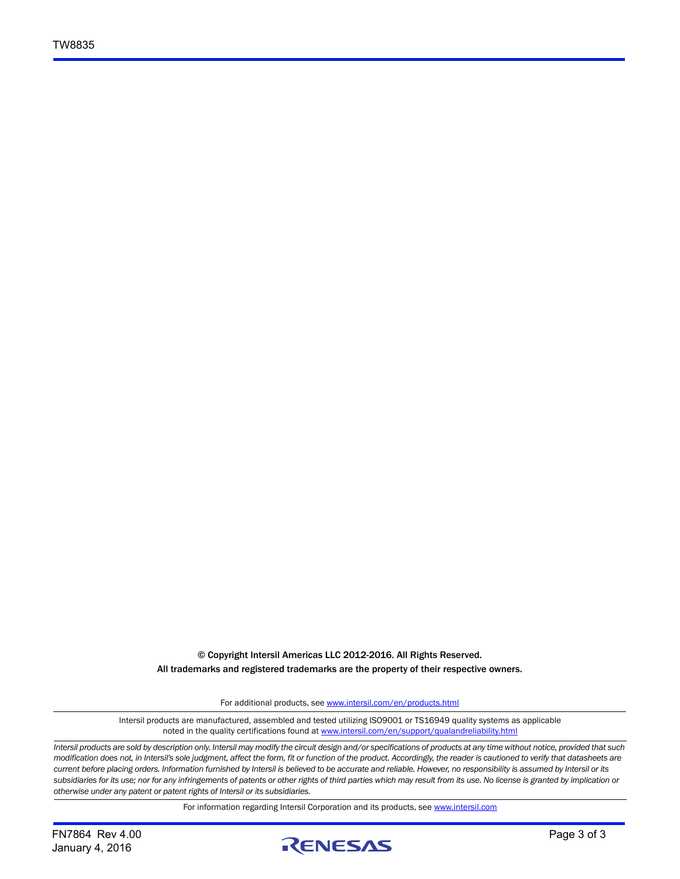**© Copyright Intersil Americas LLC 2012-2016. All Rights Reserved.**
**All trademarks and registered trademarks are the property of their respective owners.**

For additional products, see www.intersil.com/en/products.html

Intersil products are manufactured, assembled and tested utilizing ISO9001 or TS16949 quality systems as applicable noted in the quality certifications found at www.intersil.com/en/support/qualandreliability.html

*Intersil products are sold by description only. Intersil may modify the circuit design and/or specifications of products at any time without notice, provided that such modification does not, in Intersil's sole judgment, affect the form, fit or function of the product. Accordingly, the reader is cautioned to verify that datasheets are current before placing orders. Information furnished by Intersil is believed to be accurate and reliable. However, no responsibility is assumed by Intersil or its subsidiaries for its use; nor for any infringements of patents or other rights of third parties which may result from its use. No license is granted by implication or otherwise under any patent or patent rights of Intersil or its subsidiaries.*

For information regarding Intersil Corporation and its products, see www.intersil.com